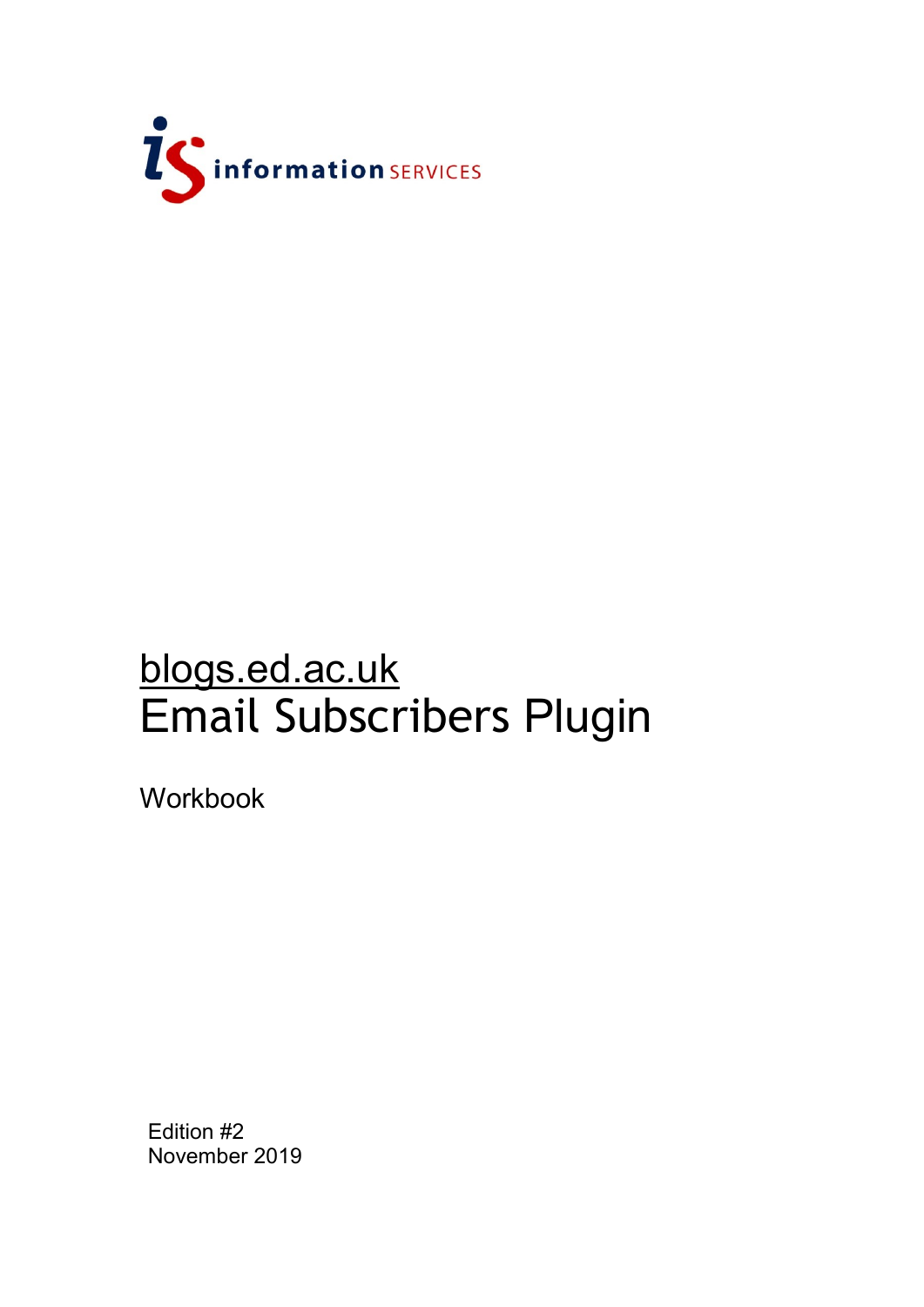information SERVICES

# blogs.ed.ac.uk
# Email Subscribers Plugin

Workbook

Edition #2
November 2019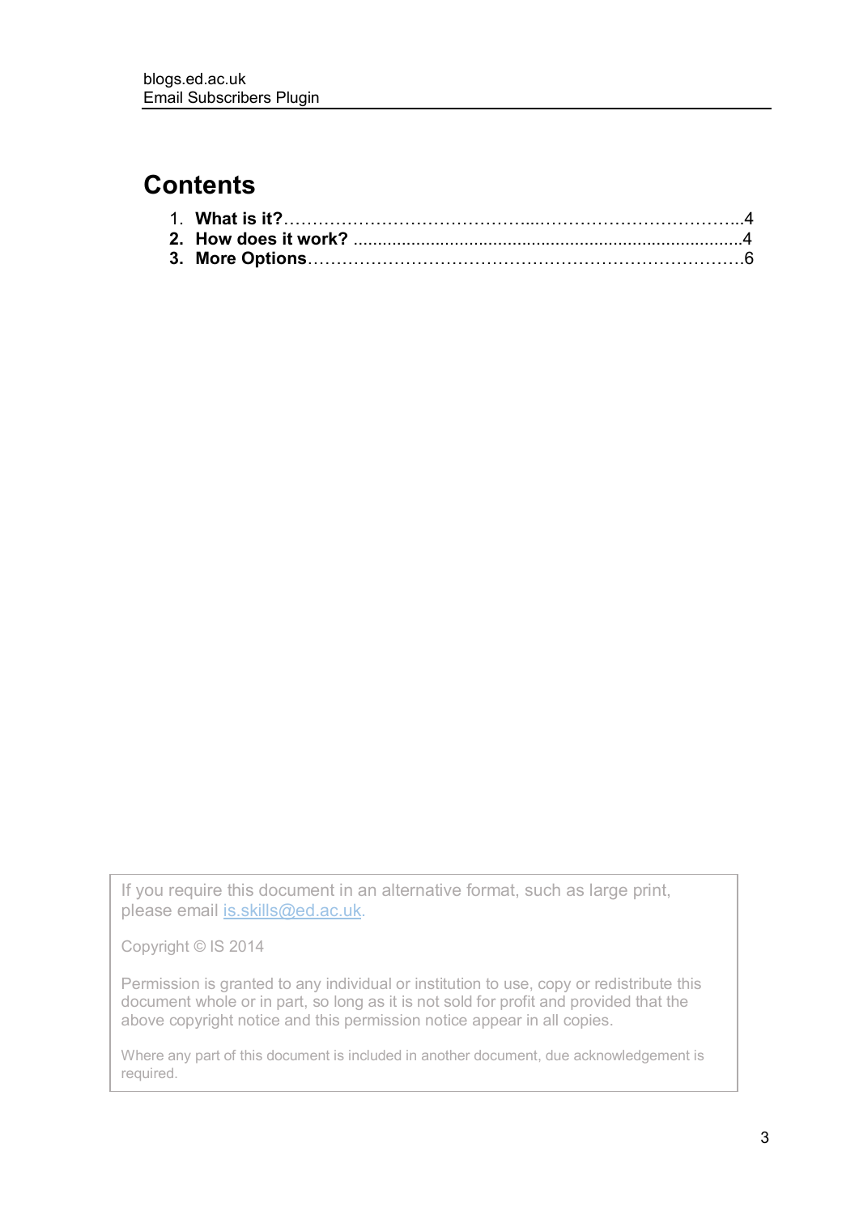# Contents

1. **What is it?** ......................................................................... 4
2. **How does it work?** ................................................................ 4
3. **More Options** ...................................................................... 6

If you require this document in an alternative format, such as large print, please email [is.skills@ed.ac.uk](mailto:is.skills@ed.ac.uk).

Copyright © IS 2014

Permission is granted to any individual or institution to use, copy or redistribute this document whole or in part, so long as it is not sold for profit and provided that the above copyright notice and this permission notice appear in all copies.

Where any part of this document is included in another document, due acknowledgement is required.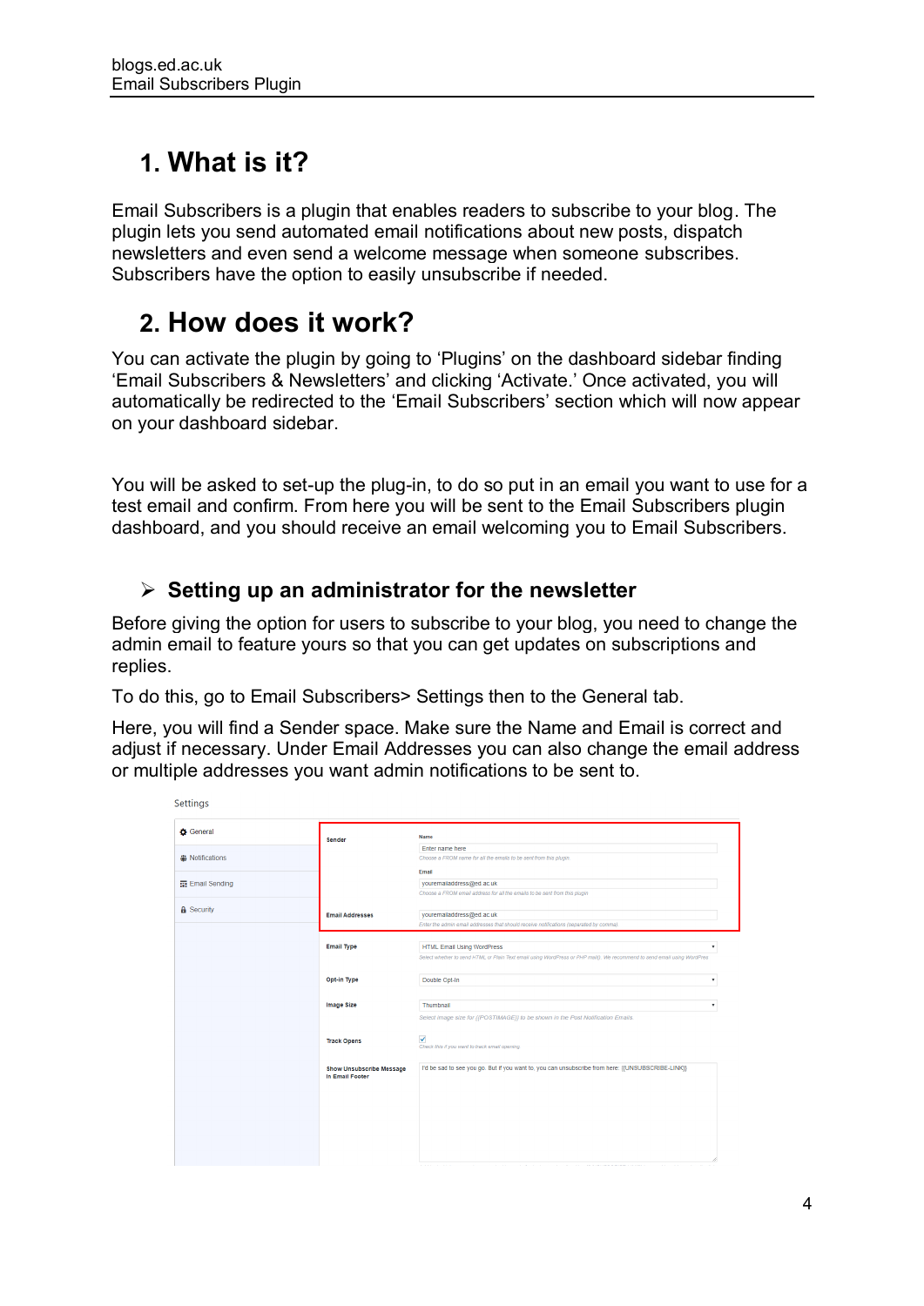# 1. What is it?

Email Subscribers is a plugin that enables readers to subscribe to your blog. The plugin lets you send automated email notifications about new posts, dispatch newsletters and even send a welcome message when someone subscribes. Subscribers have the option to easily unsubscribe if needed.

# 2. How does it work?

You can activate the plugin by going to 'Plugins' on the dashboard sidebar finding 'Email Subscribers & Newsletters' and clicking 'Activate.' Once activated, you will automatically be redirected to the 'Email Subscribers' section which will now appear on your dashboard sidebar.

You will be asked to set-up the plug-in, to do so put in an email you want to use for a test email and confirm. From here you will be sent to the Email Subscribers plugin dashboard, and you should receive an email welcoming you to Email Subscribers.

## ➢ Setting up an administrator for the newsletter

Before giving the option for users to subscribe to your blog, you need to change the admin email to feature yours so that you can get updates on subscriptions and replies.

To do this, go to Email Subscribers> Settings then to the General tab.

Here, you will find a Sender space. Make sure the Name and Email is correct and adjust if necessary. Under Email Addresses you can also change the email address or multiple addresses you want admin notifications to be sent to.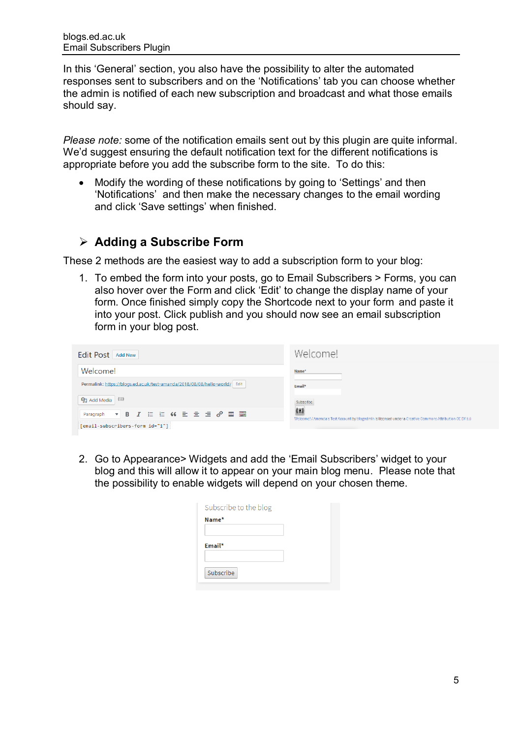In this ‘General’ section, you also have the possibility to alter the automated responses sent to subscribers and on the ‘Notifications’ tab you can choose whether the admin is notified of each new subscription and broadcast and what those emails should say.

*Please note:* some of the notification emails sent out by this plugin are quite informal. We’d suggest ensuring the default notification text for the different notifications is appropriate before you add the subscribe form to the site. To do this:

- Modify the wording of these notifications by going to ‘Settings’ and then ‘Notifications’ and then make the necessary changes to the email wording and click ‘Save settings’ when finished.

## Adding a Subscribe Form

These 2 methods are the easiest way to add a subscription form to your blog:

1. To embed the form into your posts, go to Email Subscribers > Forms, you can also hover over the Form and click ‘Edit’ to change the display name of your form. Once finished simply copy the Shortcode next to your form and paste it into your post. Click publish and you should now see an email subscription form in your blog post.

2. Go to Appearance> Widgets and add the ‘Email Subscribers’ widget to your blog and this will allow it to appear on your main blog menu. Please note that the possibility to enable widgets will depend on your chosen theme.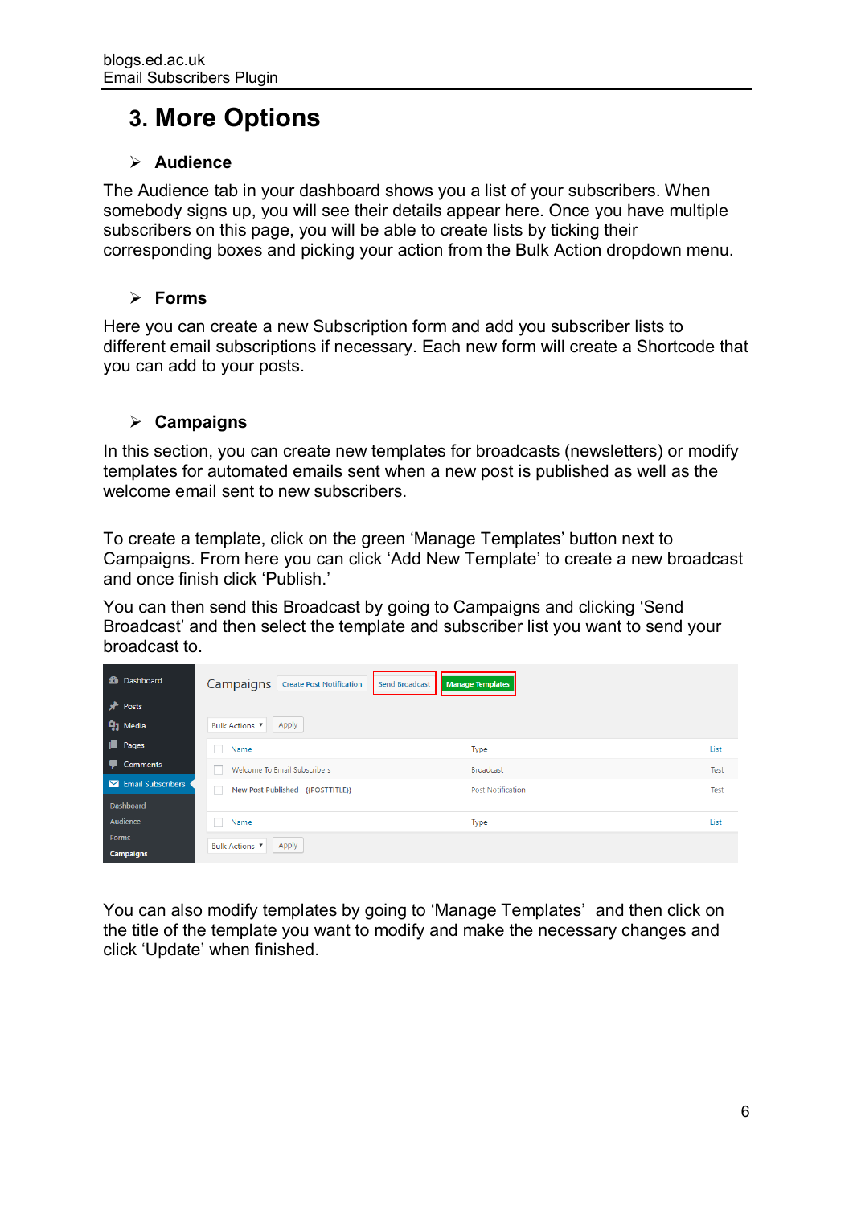# 3. More Options

## Audience

The Audience tab in your dashboard shows you a list of your subscribers. When somebody signs up, you will see their details appear here. Once you have multiple subscribers on this page, you will be able to create lists by ticking their corresponding boxes and picking your action from the Bulk Action dropdown menu.

## Forms

Here you can create a new Subscription form and add you subscriber lists to different email subscriptions if necessary. Each new form will create a Shortcode that you can add to your posts.

## Campaigns

In this section, you can create new templates for broadcasts (newsletters) or modify templates for automated emails sent when a new post is published as well as the welcome email sent to new subscribers.

To create a template, click on the green 'Manage Templates' button next to Campaigns. From here you can click 'Add New Template' to create a new broadcast and once finish click 'Publish.'

You can then send this Broadcast by going to Campaigns and clicking 'Send Broadcast' and then select the template and subscriber list you want to send your broadcast to.

You can also modify templates by going to 'Manage Templates' and then click on the title of the template you want to modify and make the necessary changes and click 'Update' when finished.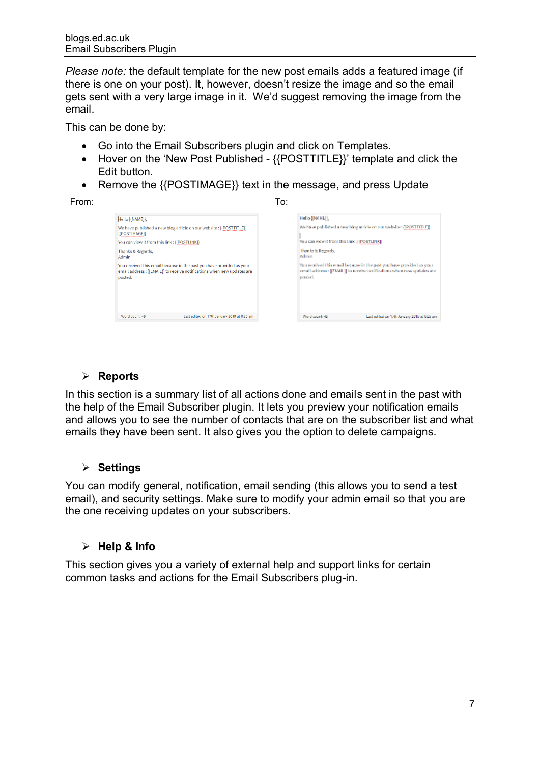*Please note:* the default template for the new post emails adds a featured image (if there is one on your post). It, however, doesn't resize the image and so the email gets sent with a very large image in it. We'd suggest removing the image from the email.

This can be done by:

- Go into the Email Subscribers plugin and click on Templates.
- Hover on the 'New Post Published - {{POSTTITLE}}' template and click the Edit button.
- Remove the {{POSTIMAGE}} text in the message, and press Update

From: To:

### Reports

In this section is a summary list of all actions done and emails sent in the past with the help of the Email Subscriber plugin. It lets you preview your notification emails and allows you to see the number of contacts that are on the subscriber list and what emails they have been sent. It also gives you the option to delete campaigns.

### Settings

You can modify general, notification, email sending (this allows you to send a test email), and security settings. Make sure to modify your admin email so that you are the one receiving updates on your subscribers.

### Help & Info

This section gives you a variety of external help and support links for certain common tasks and actions for the Email Subscribers plug-in.